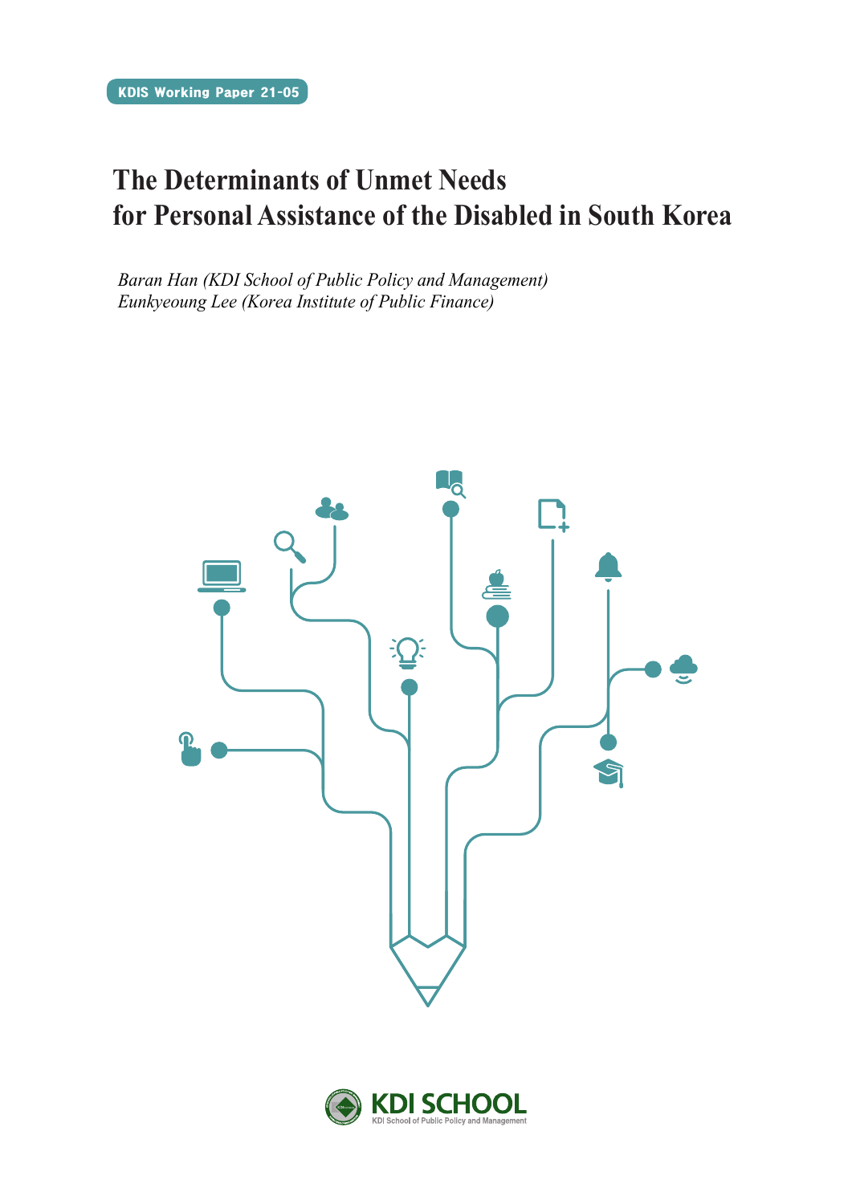KDIS Working Paper 21-05

# The Determinants of Unmet Needs for Personal Assistance of the Disabled in South Korea

*Baran Han (KDI School of Public Policy and Management)*
*Eunkyeoung Lee (Korea Institute of Public Finance)*

KDI SCHOOL
KDI School of Public Policy and Management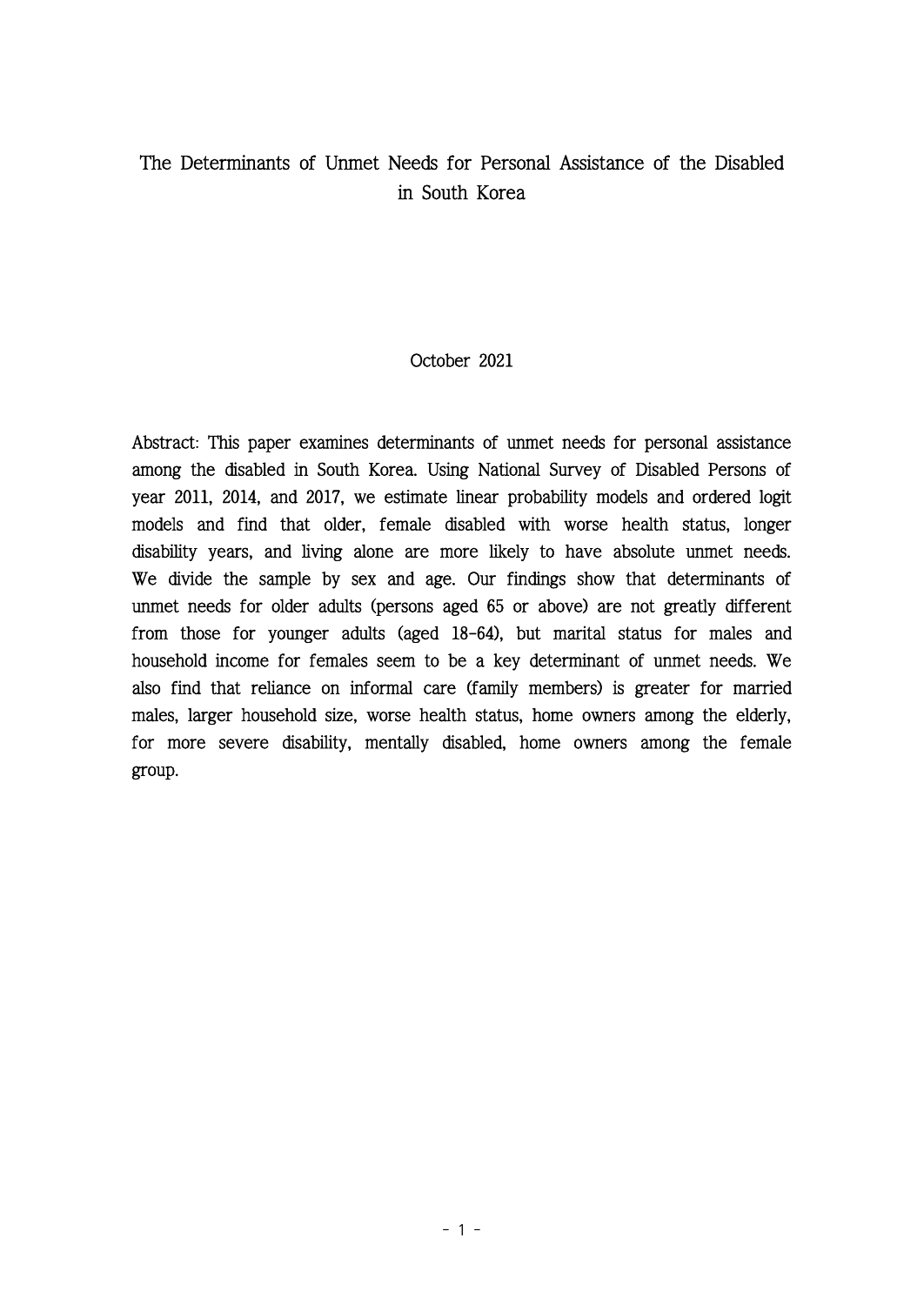# The Determinants of Unmet Needs for Personal Assistance of the Disabled in South Korea

October 2021

Abstract: This paper examines determinants of unmet needs for personal assistance among the disabled in South Korea. Using National Survey of Disabled Persons of year 2011, 2014, and 2017, we estimate linear probability models and ordered logit models and find that older, female disabled with worse health status, longer disability years, and living alone are more likely to have absolute unmet needs. We divide the sample by sex and age. Our findings show that determinants of unmet needs for older adults (persons aged 65 or above) are not greatly different from those for younger adults (aged 18-64), but marital status for males and household income for females seem to be a key determinant of unmet needs. We also find that reliance on informal care (family members) is greater for married males, larger household size, worse health status, home owners among the elderly, for more severe disability, mentally disabled, home owners among the female group.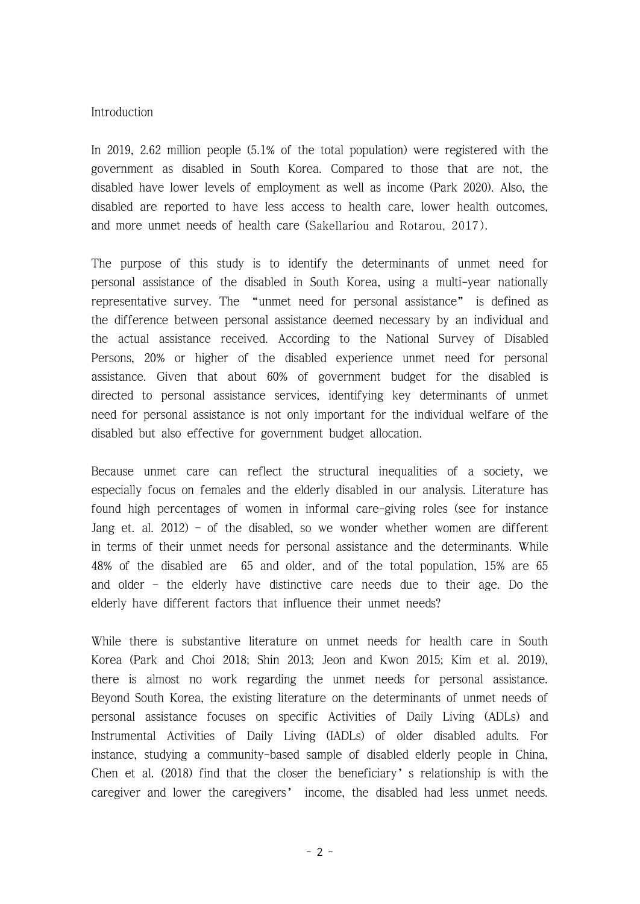## Introduction

In 2019, 2.62 million people (5.1% of the total population) were registered with the government as disabled in South Korea. Compared to those that are not, the disabled have lower levels of employment as well as income (Park 2020). Also, the disabled are reported to have less access to health care, lower health outcomes, and more unmet needs of health care (Sakellariou and Rotarou, 2017).

The purpose of this study is to identify the determinants of unmet need for personal assistance of the disabled in South Korea, using a multi-year nationally representative survey. The "unmet need for personal assistance" is defined as the difference between personal assistance deemed necessary by an individual and the actual assistance received. According to the National Survey of Disabled Persons, 20% or higher of the disabled experience unmet need for personal assistance. Given that about 60% of government budget for the disabled is directed to personal assistance services, identifying key determinants of unmet need for personal assistance is not only important for the individual welfare of the disabled but also effective for government budget allocation.

Because unmet care can reflect the structural inequalities of a society, we especially focus on females and the elderly disabled in our analysis. Literature has found high percentages of women in informal care-giving roles (see for instance Jang et. al. 2012) - of the disabled, so we wonder whether women are different in terms of their unmet needs for personal assistance and the determinants. While 48% of the disabled are 65 and older, and of the total population, 15% are 65 and older - the elderly have distinctive care needs due to their age. Do the elderly have different factors that influence their unmet needs?

While there is substantive literature on unmet needs for health care in South Korea (Park and Choi 2018; Shin 2013; Jeon and Kwon 2015; Kim et al. 2019), there is almost no work regarding the unmet needs for personal assistance. Beyond South Korea, the existing literature on the determinants of unmet needs of personal assistance focuses on specific Activities of Daily Living (ADLs) and Instrumental Activities of Daily Living (IADLs) of older disabled adults. For instance, studying a community-based sample of disabled elderly people in China, Chen et al. (2018) find that the closer the beneficiary's relationship is with the caregiver and lower the caregivers' income, the disabled had less unmet needs.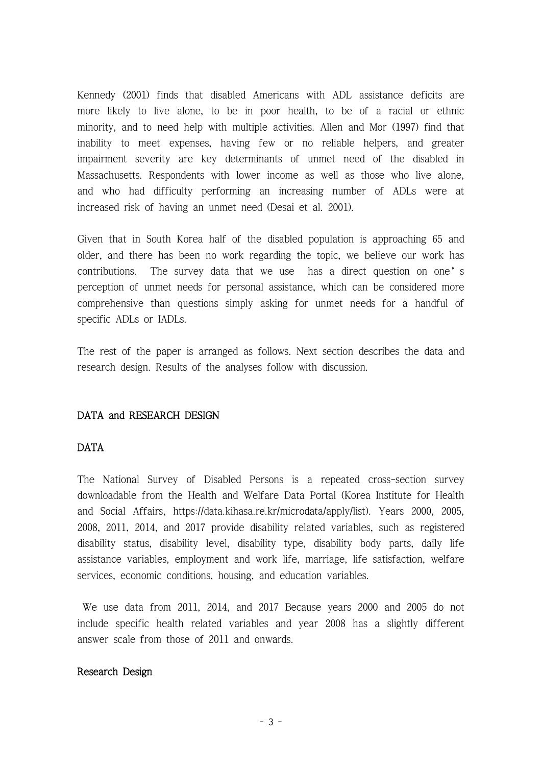Kennedy (2001) finds that disabled Americans with ADL assistance deficits are more likely to live alone, to be in poor health, to be of a racial or ethnic minority, and to need help with multiple activities. Allen and Mor (1997) find that inability to meet expenses, having few or no reliable helpers, and greater impairment severity are key determinants of unmet need of the disabled in Massachusetts. Respondents with lower income as well as those who live alone, and who had difficulty performing an increasing number of ADLs were at increased risk of having an unmet need (Desai et al. 2001).

Given that in South Korea half of the disabled population is approaching 65 and older, and there has been no work regarding the topic, we believe our work has contributions. The survey data that we use has a direct question on one's perception of unmet needs for personal assistance, which can be considered more comprehensive than questions simply asking for unmet needs for a handful of specific ADLs or IADLs.

The rest of the paper is arranged as follows. Next section describes the data and research design. Results of the analyses follow with discussion.

## DATA and RESEARCH DESIGN

### DATA

The National Survey of Disabled Persons is a repeated cross-section survey downloadable from the Health and Welfare Data Portal (Korea Institute for Health and Social Affairs, https://data.kihasa.re.kr/microdata/apply/list). Years 2000, 2005, 2008, 2011, 2014, and 2017 provide disability related variables, such as registered disability status, disability level, disability type, disability body parts, daily life assistance variables, employment and work life, marriage, life satisfaction, welfare services, economic conditions, housing, and education variables.

We use data from 2011, 2014, and 2017 Because years 2000 and 2005 do not include specific health related variables and year 2008 has a slightly different answer scale from those of 2011 and onwards.

### Research Design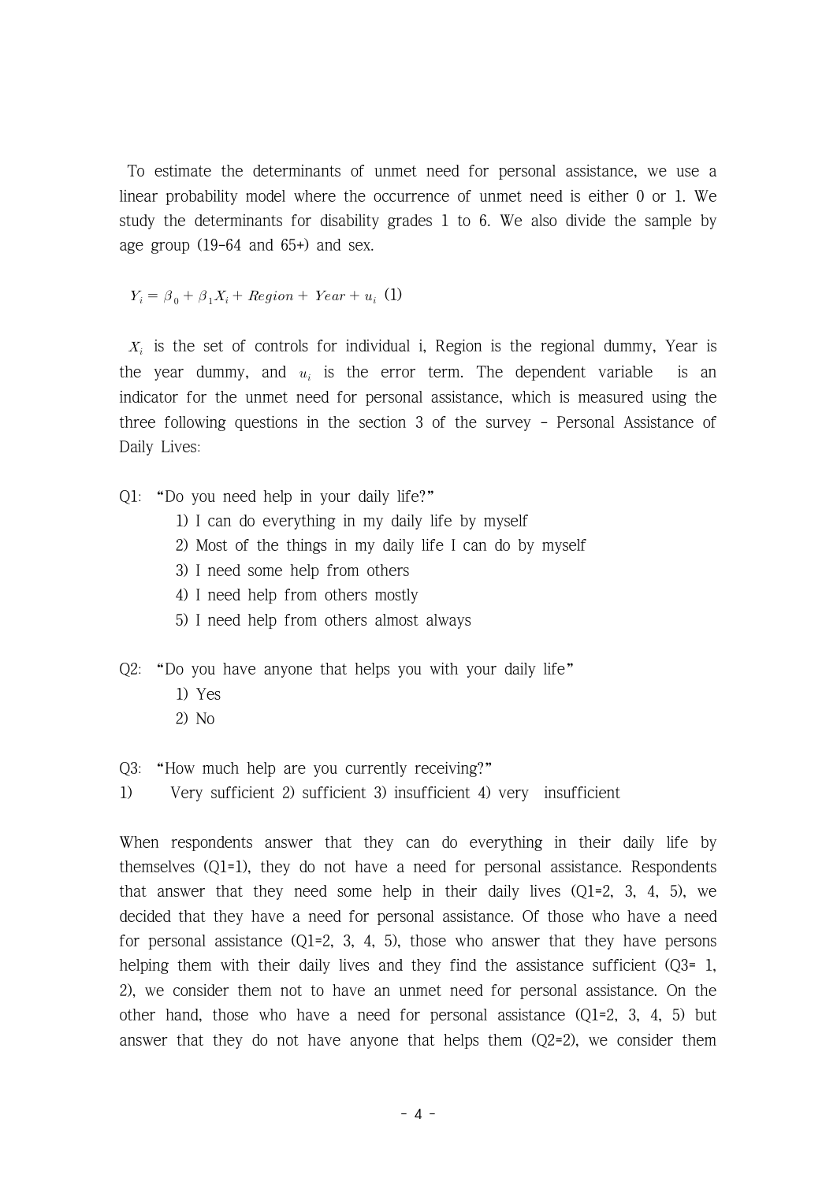To estimate the determinants of unmet need for personal assistance, we use a linear probability model where the occurrence of unmet need is either 0 or 1. We study the determinants for disability grades 1 to 6. We also divide the sample by age group (19-64 and 65+) and sex.

$$Y_i = \beta_0 + \beta_1 X_i + Region + Year + u_i \quad (1)$$

$X_i$ is the set of controls for individual i, Region is the regional dummy, Year is the year dummy, and $u_i$ is the error term. The dependent variable is an indicator for the unmet need for personal assistance, which is measured using the three following questions in the section 3 of the survey – Personal Assistance of Daily Lives:

Q1: "Do you need help in your daily life?"

1) I can do everything in my daily life by myself
2) Most of the things in my daily life I can do by myself
3) I need some help from others
4) I need help from others mostly
5) I need help from others almost always

Q2: "Do you have anyone that helps you with your daily life"

1) Yes
2) No

Q3: "How much help are you currently receiving?"

1) Very sufficient 2) sufficient 3) insufficient 4) very insufficient

When respondents answer that they can do everything in their daily life by themselves (Q1=1), they do not have a need for personal assistance. Respondents that answer that they need some help in their daily lives (Q1=2, 3, 4, 5), we decided that they have a need for personal assistance. Of those who have a need for personal assistance (Q1=2, 3, 4, 5), those who answer that they have persons helping them with their daily lives and they find the assistance sufficient (Q3= 1, 2), we consider them not to have an unmet need for personal assistance. On the other hand, those who have a need for personal assistance (Q1=2, 3, 4, 5) but answer that they do not have anyone that helps them (Q2=2), we consider them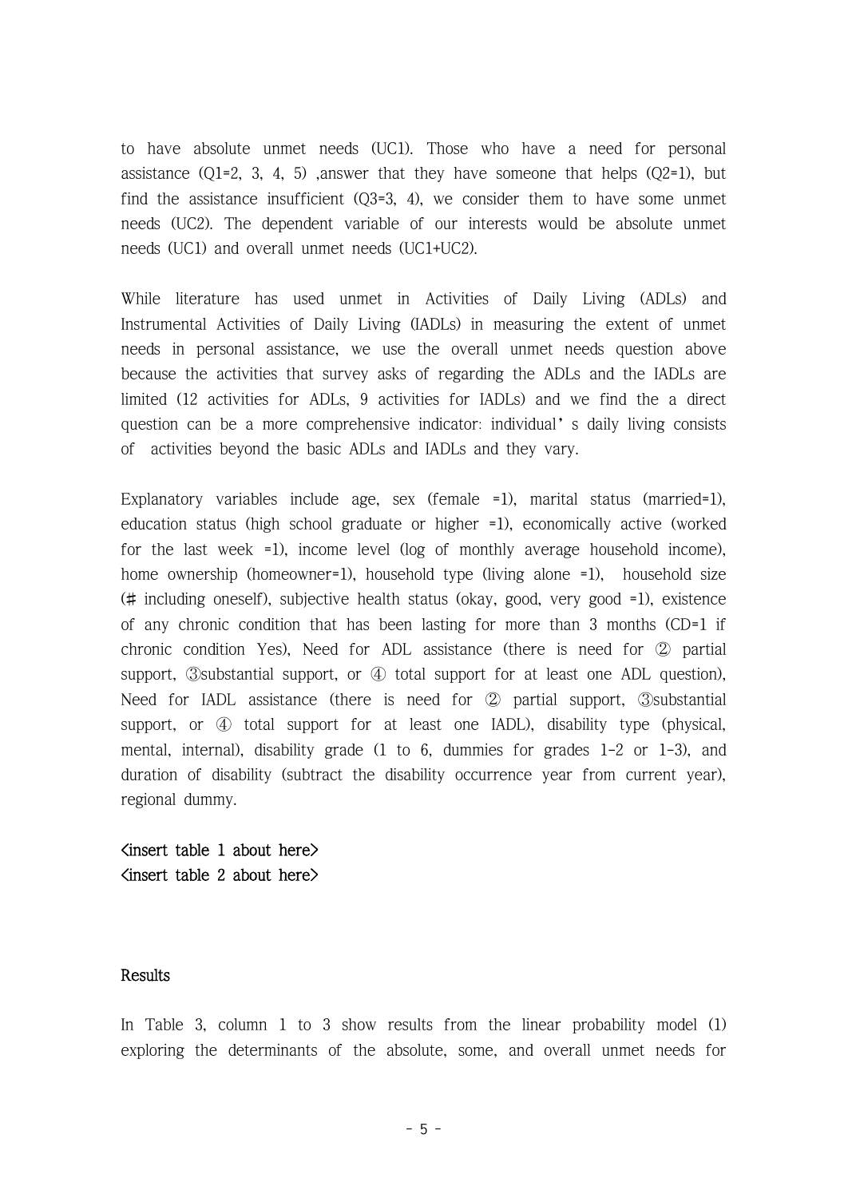to have absolute unmet needs (UC1). Those who have a need for personal assistance (Q1=2, 3, 4, 5) ,answer that they have someone that helps (Q2=1), but find the assistance insufficient (Q3=3, 4), we consider them to have some unmet needs (UC2). The dependent variable of our interests would be absolute unmet needs (UC1) and overall unmet needs (UC1+UC2).

While literature has used unmet in Activities of Daily Living (ADLs) and Instrumental Activities of Daily Living (IADLs) in measuring the extent of unmet needs in personal assistance, we use the overall unmet needs question above because the activities that survey asks of regarding the ADLs and the IADLs are limited (12 activities for ADLs, 9 activities for IADLs) and we find the a direct question can be a more comprehensive indicator: individual' s daily living consists of activities beyond the basic ADLs and IADLs and they vary.

Explanatory variables include age, sex (female =1), marital status (married=1), education status (high school graduate or higher =1), economically active (worked for the last week =1), income level (log of monthly average household income), home ownership (homeowner=1), household type (living alone =1), household size (# including oneself), subjective health status (okay, good, very good =1), existence of any chronic condition that has been lasting for more than 3 months (CD=1 if chronic condition Yes), Need for ADL assistance (there is need for ② partial support, ③substantial support, or ④ total support for at least one ADL question), Need for IADL assistance (there is need for ② partial support, ③substantial support, or ④ total support for at least one IADL), disability type (physical, mental, internal), disability grade (1 to 6, dummies for grades 1-2 or 1-3), and duration of disability (subtract the disability occurrence year from current year), regional dummy.

<insert table 1 about here>
<insert table 2 about here>

## Results

In Table 3, column 1 to 3 show results from the linear probability model (1) exploring the determinants of the absolute, some, and overall unmet needs for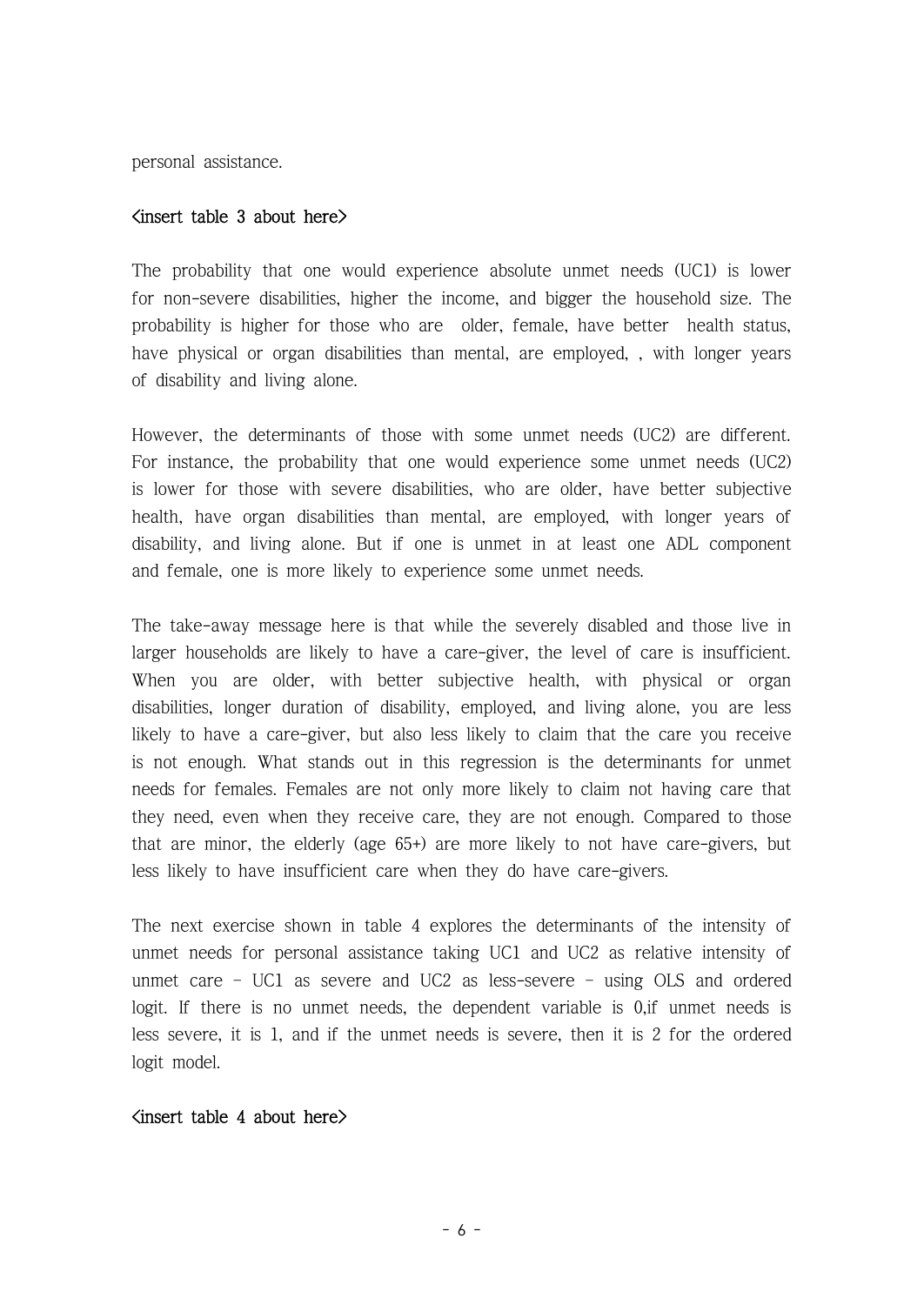personal assistance.

<insert table 3 about here>

The probability that one would experience absolute unmet needs (UC1) is lower for non-severe disabilities, higher the income, and bigger the household size. The probability is higher for those who are older, female, have better health status, have physical or organ disabilities than mental, are employed, , with longer years of disability and living alone.

However, the determinants of those with some unmet needs (UC2) are different. For instance, the probability that one would experience some unmet needs (UC2) is lower for those with severe disabilities, who are older, have better subjective health, have organ disabilities than mental, are employed, with longer years of disability, and living alone. But if one is unmet in at least one ADL component and female, one is more likely to experience some unmet needs.

The take-away message here is that while the severely disabled and those live in larger households are likely to have a care-giver, the level of care is insufficient. When you are older, with better subjective health, with physical or organ disabilities, longer duration of disability, employed, and living alone, you are less likely to have a care-giver, but also less likely to claim that the care you receive is not enough. What stands out in this regression is the determinants for unmet needs for females. Females are not only more likely to claim not having care that they need, even when they receive care, they are not enough. Compared to those that are minor, the elderly (age 65+) are more likely to not have care-givers, but less likely to have insufficient care when they do have care-givers.

The next exercise shown in table 4 explores the determinants of the intensity of unmet needs for personal assistance taking UC1 and UC2 as relative intensity of unmet care – UC1 as severe and UC2 as less-severe – using OLS and ordered logit. If there is no unmet needs, the dependent variable is 0,if unmet needs is less severe, it is 1, and if the unmet needs is severe, then it is 2 for the ordered logit model.

<insert table 4 about here>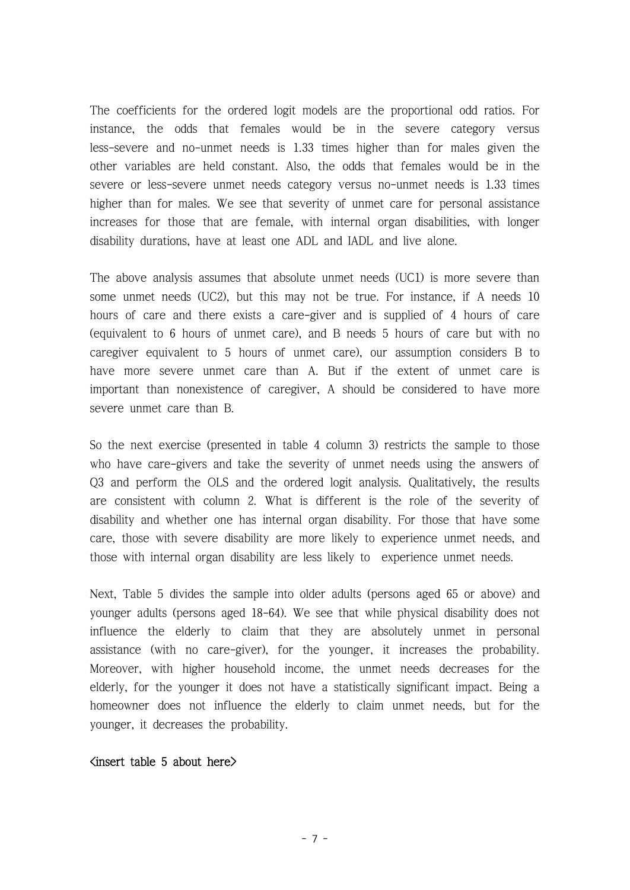The coefficients for the ordered logit models are the proportional odd ratios. For instance, the odds that females would be in the severe category versus less-severe and no-unmet needs is 1.33 times higher than for males given the other variables are held constant. Also, the odds that females would be in the severe or less-severe unmet needs category versus no-unmet needs is 1.33 times higher than for males. We see that severity of unmet care for personal assistance increases for those that are female, with internal organ disabilities, with longer disability durations, have at least one ADL and IADL and live alone.

The above analysis assumes that absolute unmet needs (UC1) is more severe than some unmet needs (UC2), but this may not be true. For instance, if A needs 10 hours of care and there exists a care-giver and is supplied of 4 hours of care (equivalent to 6 hours of unmet care), and B needs 5 hours of care but with no caregiver equivalent to 5 hours of unmet care), our assumption considers B to have more severe unmet care than A. But if the extent of unmet care is important than nonexistence of caregiver, A should be considered to have more severe unmet care than B.

So the next exercise (presented in table 4 column 3) restricts the sample to those who have care-givers and take the severity of unmet needs using the answers of Q3 and perform the OLS and the ordered logit analysis. Qualitatively, the results are consistent with column 2. What is different is the role of the severity of disability and whether one has internal organ disability. For those that have some care, those with severe disability are more likely to experience unmet needs, and those with internal organ disability are less likely to experience unmet needs.

Next, Table 5 divides the sample into older adults (persons aged 65 or above) and younger adults (persons aged 18-64). We see that while physical disability does not influence the elderly to claim that they are absolutely unmet in personal assistance (with no care-giver), for the younger, it increases the probability. Moreover, with higher household income, the unmet needs decreases for the elderly, for the younger it does not have a statistically significant impact. Being a homeowner does not influence the elderly to claim unmet needs, but for the younger, it decreases the probability.

**<insert table 5 about here>**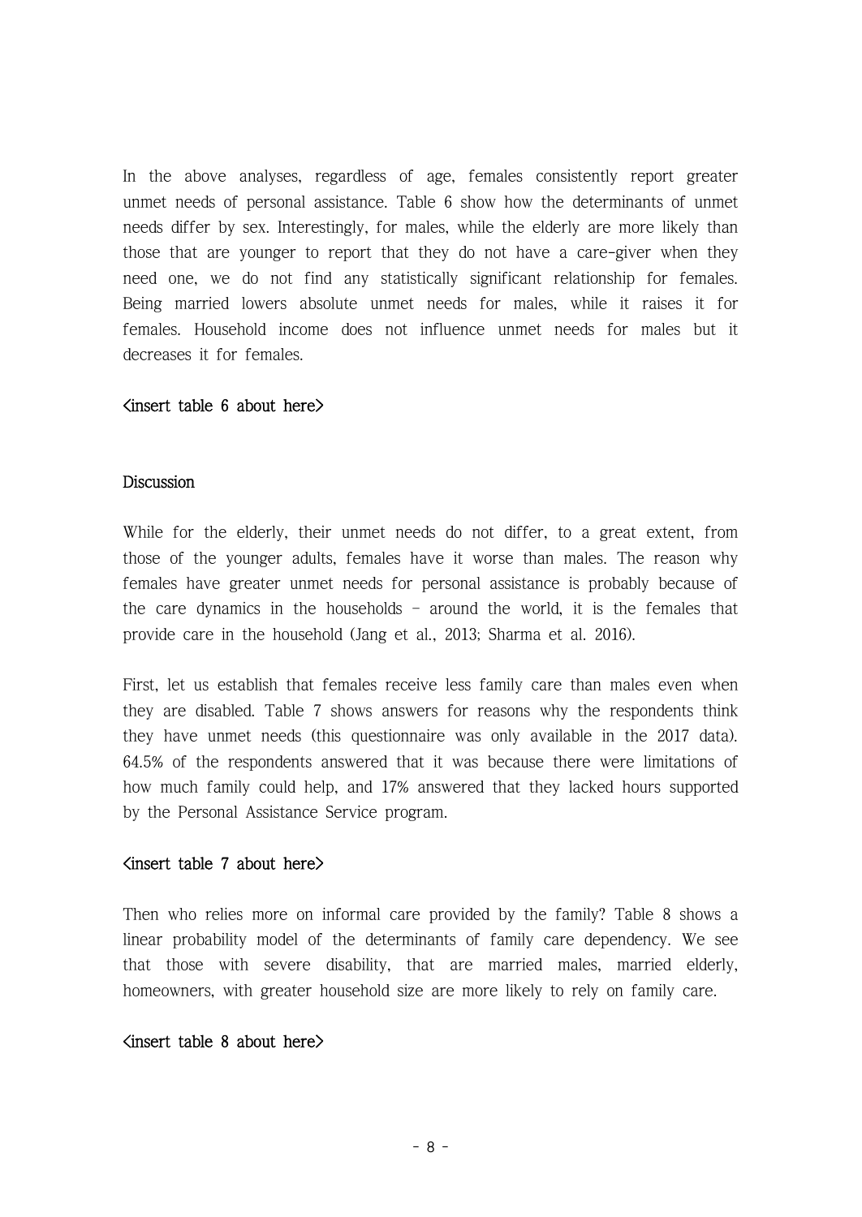In the above analyses, regardless of age, females consistently report greater unmet needs of personal assistance. Table 6 show how the determinants of unmet needs differ by sex. Interestingly, for males, while the elderly are more likely than those that are younger to report that they do not have a care-giver when they need one, we do not find any statistically significant relationship for females. Being married lowers absolute unmet needs for males, while it raises it for females. Household income does not influence unmet needs for males but it decreases it for females.

<insert table 6 about here>

## Discussion

While for the elderly, their unmet needs do not differ, to a great extent, from those of the younger adults, females have it worse than males. The reason why females have greater unmet needs for personal assistance is probably because of the care dynamics in the households – around the world, it is the females that provide care in the household (Jang et al., 2013; Sharma et al. 2016).

First, let us establish that females receive less family care than males even when they are disabled. Table 7 shows answers for reasons why the respondents think they have unmet needs (this questionnaire was only available in the 2017 data). 64.5% of the respondents answered that it was because there were limitations of how much family could help, and 17% answered that they lacked hours supported by the Personal Assistance Service program.

<insert table 7 about here>

Then who relies more on informal care provided by the family? Table 8 shows a linear probability model of the determinants of family care dependency. We see that those with severe disability, that are married males, married elderly, homeowners, with greater household size are more likely to rely on family care.

<insert table 8 about here>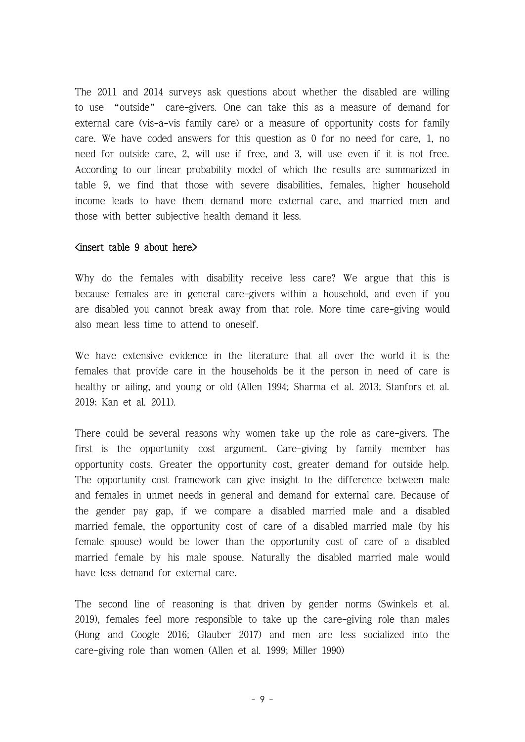The 2011 and 2014 surveys ask questions about whether the disabled are willing to use “outside” care-givers. One can take this as a measure of demand for external care (vis-a-vis family care) or a measure of opportunity costs for family care. We have coded answers for this question as 0 for no need for care, 1, no need for outside care, 2, will use if free, and 3, will use even if it is not free. According to our linear probability model of which the results are summarized in table 9, we find that those with severe disabilities, females, higher household income leads to have them demand more external care, and married men and those with better subjective health demand it less.

<insert table 9 about here>

Why do the females with disability receive less care? We argue that this is because females are in general care-givers within a household, and even if you are disabled you cannot break away from that role. More time care-giving would also mean less time to attend to oneself.

We have extensive evidence in the literature that all over the world it is the females that provide care in the households be it the person in need of care is healthy or ailing, and young or old (Allen 1994; Sharma et al. 2013; Stanfors et al. 2019; Kan et al. 2011).

There could be several reasons why women take up the role as care-givers. The first is the opportunity cost argument. Care-giving by family member has opportunity costs. Greater the opportunity cost, greater demand for outside help. The opportunity cost framework can give insight to the difference between male and females in unmet needs in general and demand for external care. Because of the gender pay gap, if we compare a disabled married male and a disabled married female, the opportunity cost of care of a disabled married male (by his female spouse) would be lower than the opportunity cost of care of a disabled married female by his male spouse. Naturally the disabled married male would have less demand for external care.

The second line of reasoning is that driven by gender norms (Swinkels et al. 2019), females feel more responsible to take up the care-giving role than males (Hong and Coogle 2016; Glauber 2017) and men are less socialized into the care-giving role than women (Allen et al. 1999; Miller 1990)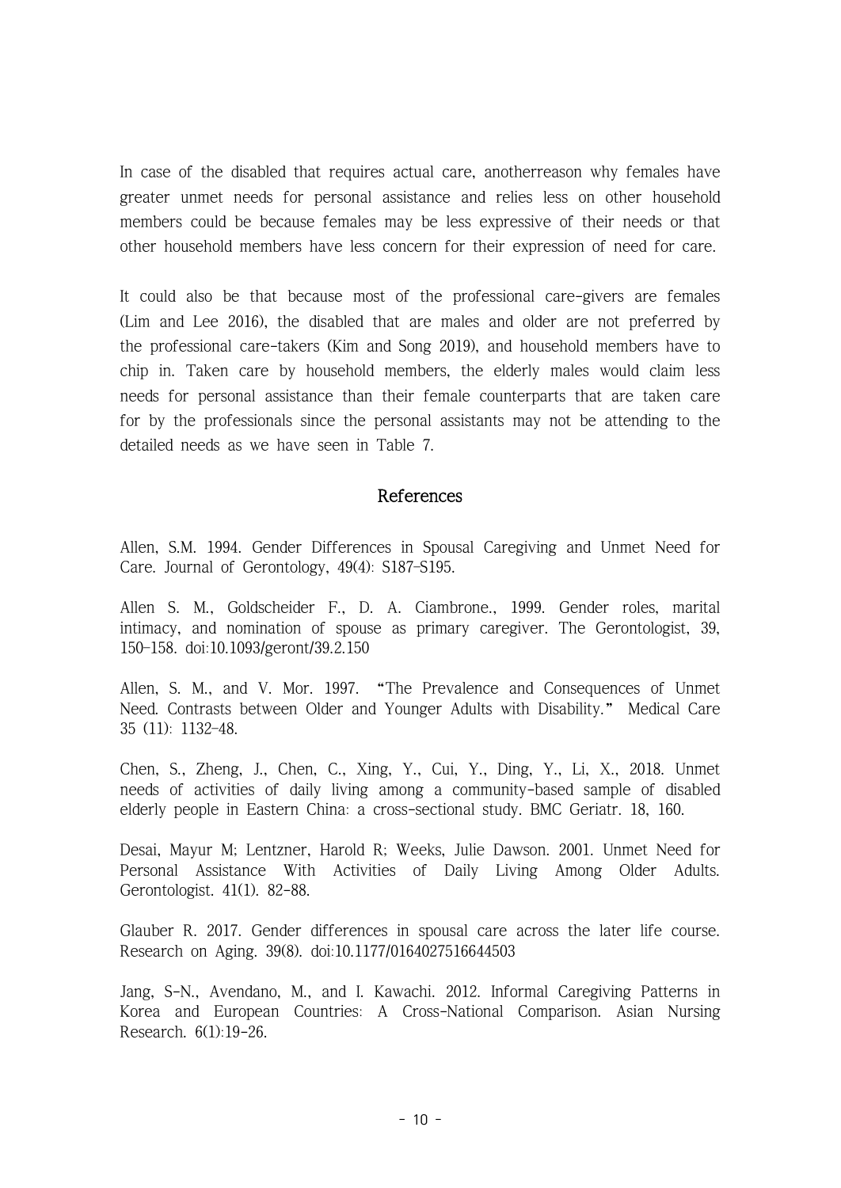In case of the disabled that requires actual care, anotherreason why females have greater unmet needs for personal assistance and relies less on other household members could be because females may be less expressive of their needs or that other household members have less concern for their expression of need for care.

It could also be that because most of the professional care-givers are females (Lim and Lee 2016), the disabled that are males and older are not preferred by the professional care-takers (Kim and Song 2019), and household members have to chip in. Taken care by household members, the elderly males would claim less needs for personal assistance than their female counterparts that are taken care for by the professionals since the personal assistants may not be attending to the detailed needs as we have seen in Table 7.

## References

Allen, S.M. 1994. Gender Differences in Spousal Caregiving and Unmet Need for Care. Journal of Gerontology, 49(4): S187-S195.

Allen S. M., Goldscheider F., D. A. Ciambrone., 1999. Gender roles, marital intimacy, and nomination of spouse as primary caregiver. The Gerontologist, 39, 150–158. doi:10.1093/geront/39.2.150

Allen, S. M., and V. Mor. 1997. "The Prevalence and Consequences of Unmet Need. Contrasts between Older and Younger Adults with Disability." Medical Care 35 (11): 1132–48.

Chen, S., Zheng, J., Chen, C., Xing, Y., Cui, Y., Ding, Y., Li, X., 2018. Unmet needs of activities of daily living among a community-based sample of disabled elderly people in Eastern China: a cross-sectional study. BMC Geriatr. 18, 160.

Desai, Mayur M; Lentzner, Harold R; Weeks, Julie Dawson. 2001. Unmet Need for Personal Assistance With Activities of Daily Living Among Older Adults. Gerontologist. 41(1). 82-88.

Glauber R. 2017. Gender differences in spousal care across the later life course. Research on Aging. 39(8). doi:10.1177/0164027516644503

Jang, S-N., Avendano, M., and I. Kawachi. 2012. Informal Caregiving Patterns in Korea and European Countries: A Cross-National Comparison. Asian Nursing Research. 6(1):19-26.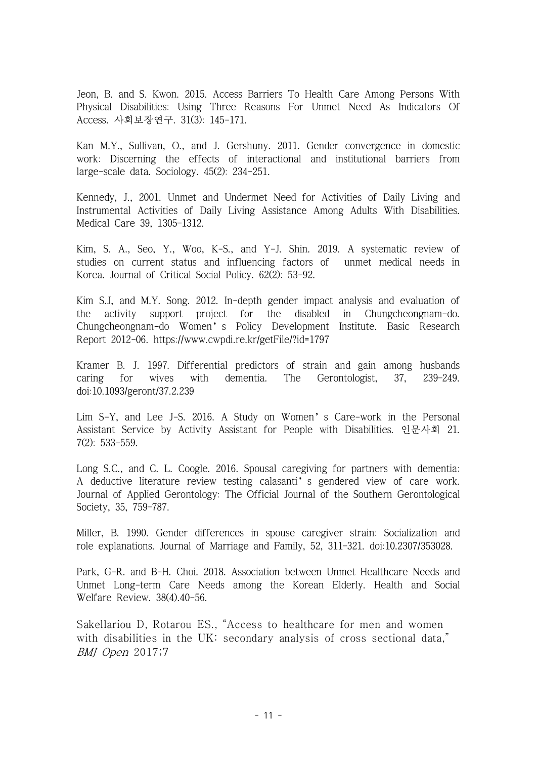Jeon, B. and S. Kwon. 2015. Access Barriers To Health Care Among Persons With Physical Disabilities: Using Three Reasons For Unmet Need As Indicators Of Access. 사회보장연구. 31(3): 145-171.

Kan M.Y., Sullivan, O., and J. Gershuny. 2011. Gender convergence in domestic work: Discerning the effects of interactional and institutional barriers from large-scale data. Sociology. 45(2): 234-251.

Kennedy, J., 2001. Unmet and Undermet Need for Activities of Daily Living and Instrumental Activities of Daily Living Assistance Among Adults With Disabilities. Medical Care 39, 1305–1312.

Kim, S. A., Seo, Y., Woo, K-S., and Y-J. Shin. 2019. A systematic review of studies on current status and influencing factors of unmet medical needs in Korea. Journal of Critical Social Policy. 62(2): 53-92.

Kim S.J, and M.Y. Song. 2012. In-depth gender impact analysis and evaluation of the activity support project for the disabled in Chungcheongnam-do. Chungcheongnam-do Women's Policy Development Institute. Basic Research Report 2012-06. https://www.cwpdi.re.kr/getFile/?id=1797

Kramer B. J. 1997. Differential predictors of strain and gain among husbands caring for wives with dementia. The Gerontologist, 37, 239–249. doi:10.1093/geront/37.2.239

Lim S-Y, and Lee J-S. 2016. A Study on Women's Care-work in the Personal Assistant Service by Activity Assistant for People with Disabilities. 인문사회 21. 7(2): 533-559.

Long S.C., and C. L. Coogle. 2016. Spousal caregiving for partners with dementia: A deductive literature review testing calasanti's gendered view of care work. Journal of Applied Gerontology: The Official Journal of the Southern Gerontological Society, 35, 759–787.

Miller, B. 1990. Gender differences in spouse caregiver strain: Socialization and role explanations. Journal of Marriage and Family, 52, 311–321. doi:10.2307/353028.

Park, G-R. and B-H. Choi. 2018. Association between Unmet Healthcare Needs and Unmet Long-term Care Needs among the Korean Elderly. Health and Social Welfare Review. 38(4).40-56.

Sakellariou D, Rotarou ES., "Access to healthcare for men and women with disabilities in the UK: secondary analysis of cross sectional data," *BMJ Open* 2017;7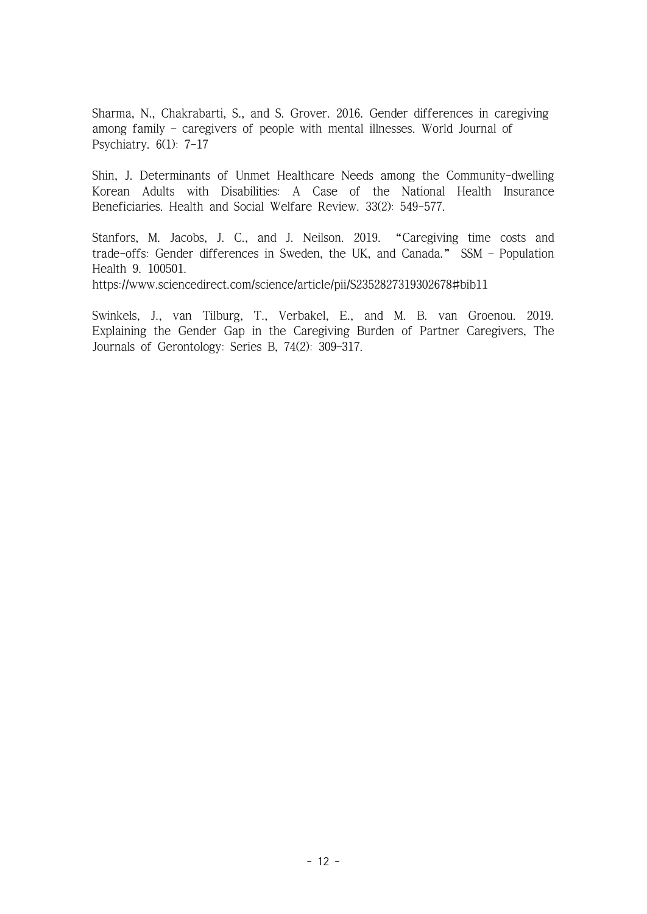Sharma, N., Chakrabarti, S., and S. Grover. 2016. Gender differences in caregiving among family – caregivers of people with mental illnesses. World Journal of Psychiatry. 6(1): 7-17

Shin, J. Determinants of Unmet Healthcare Needs among the Community-dwelling Korean Adults with Disabilities: A Case of the National Health Insurance Beneficiaries. Health and Social Welfare Review. 33(2): 549-577.

Stanfors, M. Jacobs, J. C., and J. Neilson. 2019. "Caregiving time costs and trade-offs: Gender differences in Sweden, the UK, and Canada." SSM – Population Health 9. 100501.
https://www.sciencedirect.com/science/article/pii/S2352827319302678#bib11

Swinkels, J., van Tilburg, T., Verbakel, E., and M. B. van Groenou. 2019. Explaining the Gender Gap in the Caregiving Burden of Partner Caregivers, The Journals of Gerontology: Series B, 74(2): 309–317.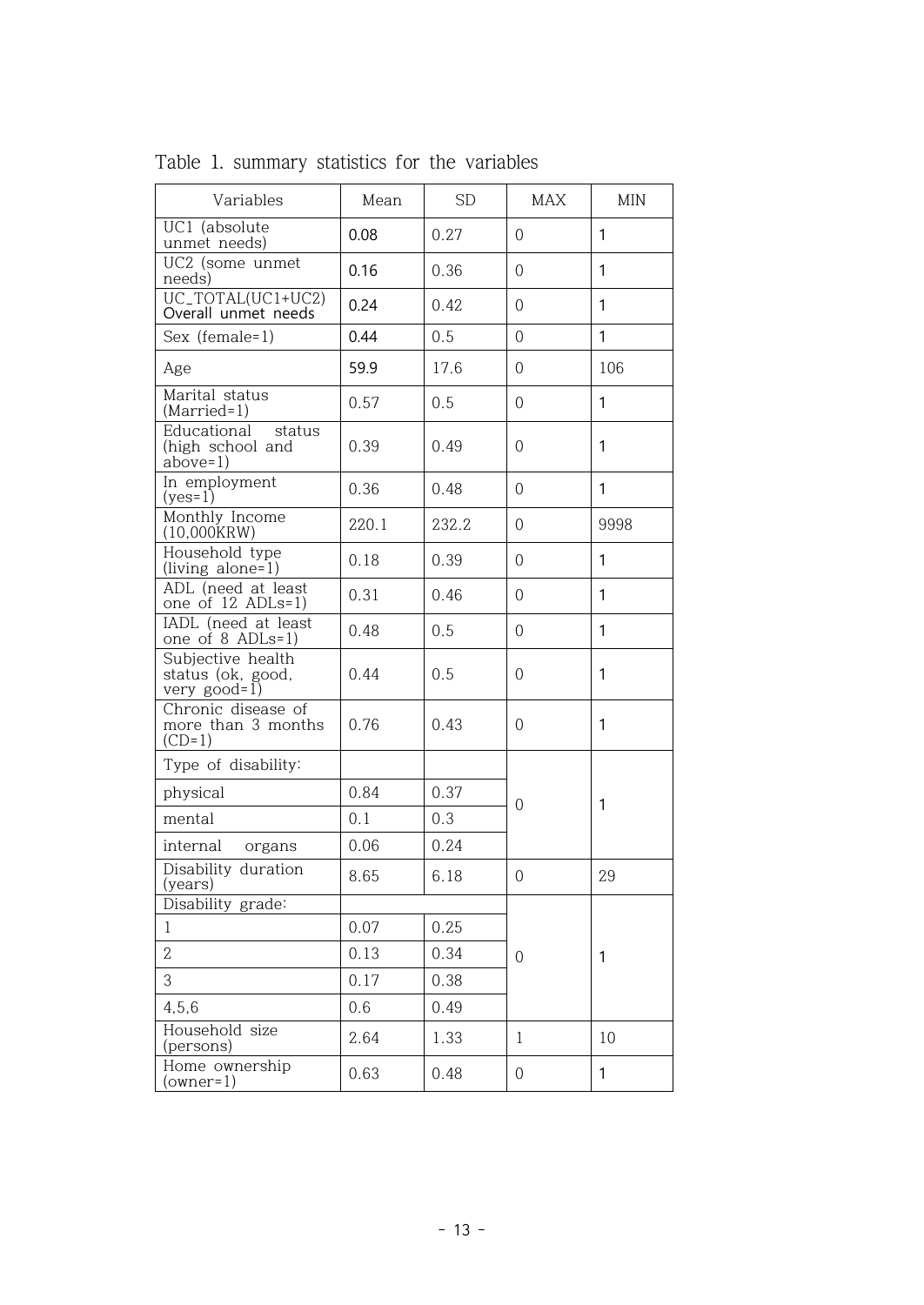Table 1. summary statistics for the variables

| Variables | Mean | SD | MAX | MIN |
|---|---|---|---|---|
| UC1 (absolute unmet needs) | 0.08 | 0.27 | 0 | 1 |
| UC2 (some unmet needs) | 0.16 | 0.36 | 0 | 1 |
| UC_TOTAL(UC1+UC2) Overall unmet needs | 0.24 | 0.42 | 0 | 1 |
| Sex (female=1) | 0.44 | 0.5 | 0 | 1 |
| Age | 59.9 | 17.6 | 0 | 106 |
| Marital status (Married=1) | 0.57 | 0.5 | 0 | 1 |
| Educational status (high school and above=1) | 0.39 | 0.49 | 0 | 1 |
| In employment (yes=1) | 0.36 | 0.48 | 0 | 1 |
| Monthly Income (10,000KRW) | 220.1 | 232.2 | 0 | 9998 |
| Household type (living alone=1) | 0.18 | 0.39 | 0 | 1 |
| ADL (need at least one of 12 ADLs=1) | 0.31 | 0.46 | 0 | 1 |
| IADL (need at least one of 8 ADLs=1) | 0.48 | 0.5 | 0 | 1 |
| Subjective health status (ok, good, very good=1) | 0.44 | 0.5 | 0 | 1 |
| Chronic disease of more than 3 months (CD=1) | 0.76 | 0.43 | 0 | 1 |
| Type of disability: | | | 0 | 1 |
| physical | 0.84 | 0.37 | | |
| mental | 0.1 | 0.3 | | |
| internal organs | 0.06 | 0.24 | | |
| Disability duration (years) | 8.65 | 6.18 | 0 | 29 |
| Disability grade: | | | 0 | 1 |
| 1 | 0.07 | 0.25 | | |
| 2 | 0.13 | 0.34 | | |
| 3 | 0.17 | 0.38 | | |
| 4,5,6 | 0.6 | 0.49 | | |
| Household size (persons) | 2.64 | 1.33 | 1 | 10 |
| Home ownership (owner=1) | 0.63 | 0.48 | 0 | 1 |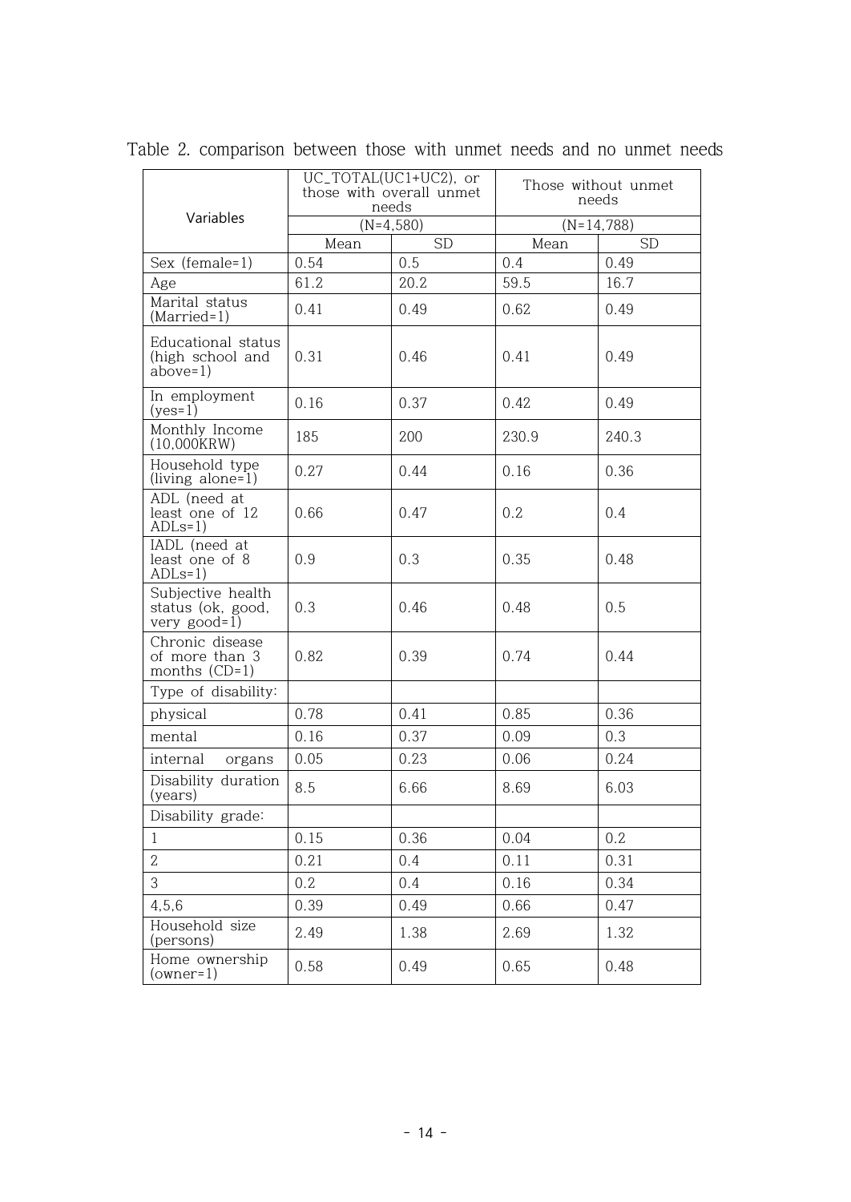Table 2. comparison between those with unmet needs and no unmet needs

| Variables | UC_TOTAL(UC1+UC2), or those with overall unmet needs | | Those without unmet needs | |
|---|---|---|---|---|
| | (N=4,580) | | (N=14,788) | |
| | Mean | SD | Mean | SD |
| Sex (female=1) | 0.54 | 0.5 | 0.4 | 0.49 |
| Age | 61.2 | 20.2 | 59.5 | 16.7 |
| Marital status (Married=1) | 0.41 | 0.49 | 0.62 | 0.49 |
| Educational status (high school and above=1) | 0.31 | 0.46 | 0.41 | 0.49 |
| In employment (yes=1) | 0.16 | 0.37 | 0.42 | 0.49 |
| Monthly Income (10,000KRW) | 185 | 200 | 230.9 | 240.3 |
| Household type (living alone=1) | 0.27 | 0.44 | 0.16 | 0.36 |
| ADL (need at least one of 12 ADLs=1) | 0.66 | 0.47 | 0.2 | 0.4 |
| IADL (need at least one of 8 ADLs=1) | 0.9 | 0.3 | 0.35 | 0.48 |
| Subjective health status (ok, good, very good=1) | 0.3 | 0.46 | 0.48 | 0.5 |
| Chronic disease of more than 3 months (CD=1) | 0.82 | 0.39 | 0.74 | 0.44 |
| Type of disability: | | | | |
| physical | 0.78 | 0.41 | 0.85 | 0.36 |
| mental | 0.16 | 0.37 | 0.09 | 0.3 |
| internal organs | 0.05 | 0.23 | 0.06 | 0.24 |
| Disability duration (years) | 8.5 | 6.66 | 8.69 | 6.03 |
| Disability grade: | | | | |
| 1 | 0.15 | 0.36 | 0.04 | 0.2 |
| 2 | 0.21 | 0.4 | 0.11 | 0.31 |
| 3 | 0.2 | 0.4 | 0.16 | 0.34 |
| 4,5,6 | 0.39 | 0.49 | 0.66 | 0.47 |
| Household size (persons) | 2.49 | 1.38 | 2.69 | 1.32 |
| Home ownership (owner=1) | 0.58 | 0.49 | 0.65 | 0.48 |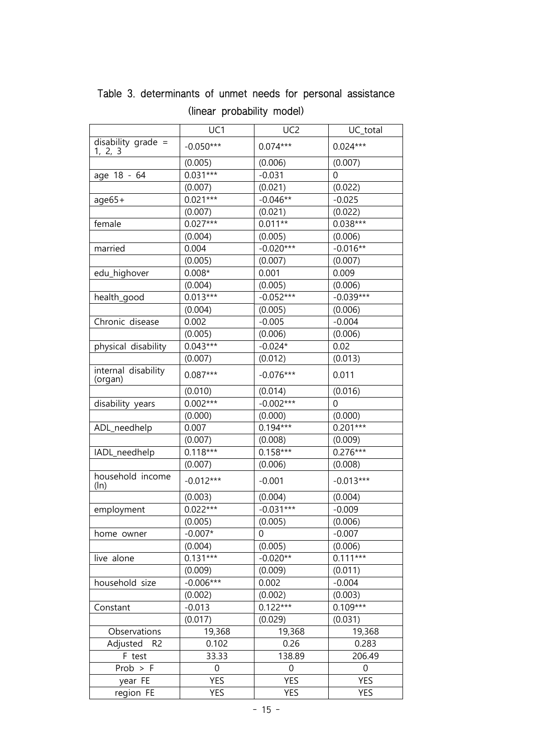Table 3. determinants of unmet needs for personal assistance (linear probability model)

| | UC1 | UC2 | UC_total |
|---|---|---|---|
| disability grade = 1, 2, 3 | -0.050*** | 0.074*** | 0.024*** |
| | (0.005) | (0.006) | (0.007) |
| age 18 - 64 | 0.031*** | -0.031 | 0 |
| | (0.007) | (0.021) | (0.022) |
| age65+ | 0.021*** | -0.046** | -0.025 |
| | (0.007) | (0.021) | (0.022) |
| female | 0.027*** | 0.011** | 0.038*** |
| | (0.004) | (0.005) | (0.006) |
| married | 0.004 | -0.020*** | -0.016** |
| | (0.005) | (0.007) | (0.007) |
| edu_highover | 0.008* | 0.001 | 0.009 |
| | (0.004) | (0.005) | (0.006) |
| health_good | 0.013*** | -0.052*** | -0.039*** |
| | (0.004) | (0.005) | (0.006) |
| Chronic disease | 0.002 | -0.005 | -0.004 |
| | (0.005) | (0.006) | (0.006) |
| physical disability | 0.043*** | -0.024* | 0.02 |
| | (0.007) | (0.012) | (0.013) |
| internal disability (organ) | 0.087*** | -0.076*** | 0.011 |
| | (0.010) | (0.014) | (0.016) |
| disability years | 0.002*** | -0.002*** | 0 |
| | (0.000) | (0.000) | (0.000) |
| ADL_needhelp | 0.007 | 0.194*** | 0.201*** |
| | (0.007) | (0.008) | (0.009) |
| IADL_needhelp | 0.118*** | 0.158*** | 0.276*** |
| | (0.007) | (0.006) | (0.008) |
| household income (ln) | -0.012*** | -0.001 | -0.013*** |
| | (0.003) | (0.004) | (0.004) |
| employment | 0.022*** | -0.031*** | -0.009 |
| | (0.005) | (0.005) | (0.006) |
| home owner | -0.007* | 0 | -0.007 |
| | (0.004) | (0.005) | (0.006) |
| live alone | 0.131*** | -0.020** | 0.111*** |
| | (0.009) | (0.009) | (0.011) |
| household size | -0.006*** | 0.002 | -0.004 |
| | (0.002) | (0.002) | (0.003) |
| Constant | -0.013 | 0.122*** | 0.109*** |
| | (0.017) | (0.029) | (0.031) |
| Observations | 19,368 | 19,368 | 19,368 |
| Adjusted R2 | 0.102 | 0.26 | 0.283 |
| F test | 33.33 | 138.89 | 206.49 |
| Prob > F | 0 | 0 | 0 |
| year FE | YES | YES | YES |
| region FE | YES | YES | YES |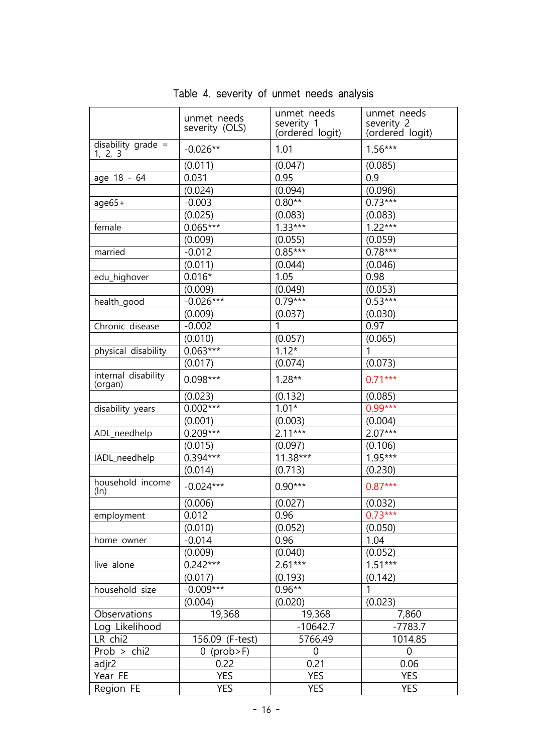Table 4. severity of unmet needs analysis

| | unmet needs severity (OLS) | unmet needs severity 1 (ordered logit) | unmet needs severity 2 (ordered logit) |
|---|---|---|---|
| disability grade = 1, 2, 3 | -0.026** | 1.01 | 1.56*** |
| | (0.011) | (0.047) | (0.085) |
| age 18 - 64 | 0.031 | 0.95 | 0.9 |
| | (0.024) | (0.094) | (0.096) |
| age65+ | -0.003 | 0.80** | 0.73*** |
| | (0.025) | (0.083) | (0.083) |
| female | 0.065*** | 1.33*** | 1.22*** |
| | (0.009) | (0.055) | (0.059) |
| married | -0.012 | 0.85*** | 0.78*** |
| | (0.011) | (0.044) | (0.046) |
| edu_highover | 0.016* | 1.05 | 0.98 |
| | (0.009) | (0.049) | (0.053) |
| health_good | -0.026*** | 0.79*** | 0.53*** |
| | (0.009) | (0.037) | (0.030) |
| Chronic disease | -0.002 | 1 | 0.97 |
| | (0.010) | (0.057) | (0.065) |
| physical disability | 0.063*** | 1.12* | 1 |
| | (0.017) | (0.074) | (0.073) |
| internal disability (organ) | 0.098*** | 1.28** | 0.71*** |
| | (0.023) | (0.132) | (0.085) |
| disability years | 0.002*** | 1.01* | 0.99*** |
| | (0.001) | (0.003) | (0.004) |
| ADL_needhelp | 0.209*** | 2.11*** | 2.07*** |
| | (0.015) | (0.097) | (0.106) |
| IADL_needhelp | 0.394*** | 11.38*** | 1.95*** |
| | (0.014) | (0.713) | (0.230) |
| household income (ln) | -0.024*** | 0.90*** | 0.87*** |
| | (0.006) | (0.027) | (0.032) |
| employment | 0.012 | 0.96 | 0.73*** |
| | (0.010) | (0.052) | (0.050) |
| home owner | -0.014 | 0.96 | 1.04 |
| | (0.009) | (0.040) | (0.052) |
| live alone | 0.242*** | 2.61*** | 1.51*** |
| | (0.017) | (0.193) | (0.142) |
| household size | -0.009*** | 0.96** | 1 |
| | (0.004) | (0.020) | (0.023) |
| Observations | 19,368 | 19,368 | 7,860 |
| Log Likelihood | | -10642.7 | -7783.7 |
| LR chi2 | 156.09 (F-test) | 5766.49 | 1014.85 |
| Prob > chi2 | 0 (prob>F) | 0 | 0 |
| adjr2 | 0.22 | 0.21 | 0.06 |
| Year FE | YES | YES | YES |
| Region FE | YES | YES | YES |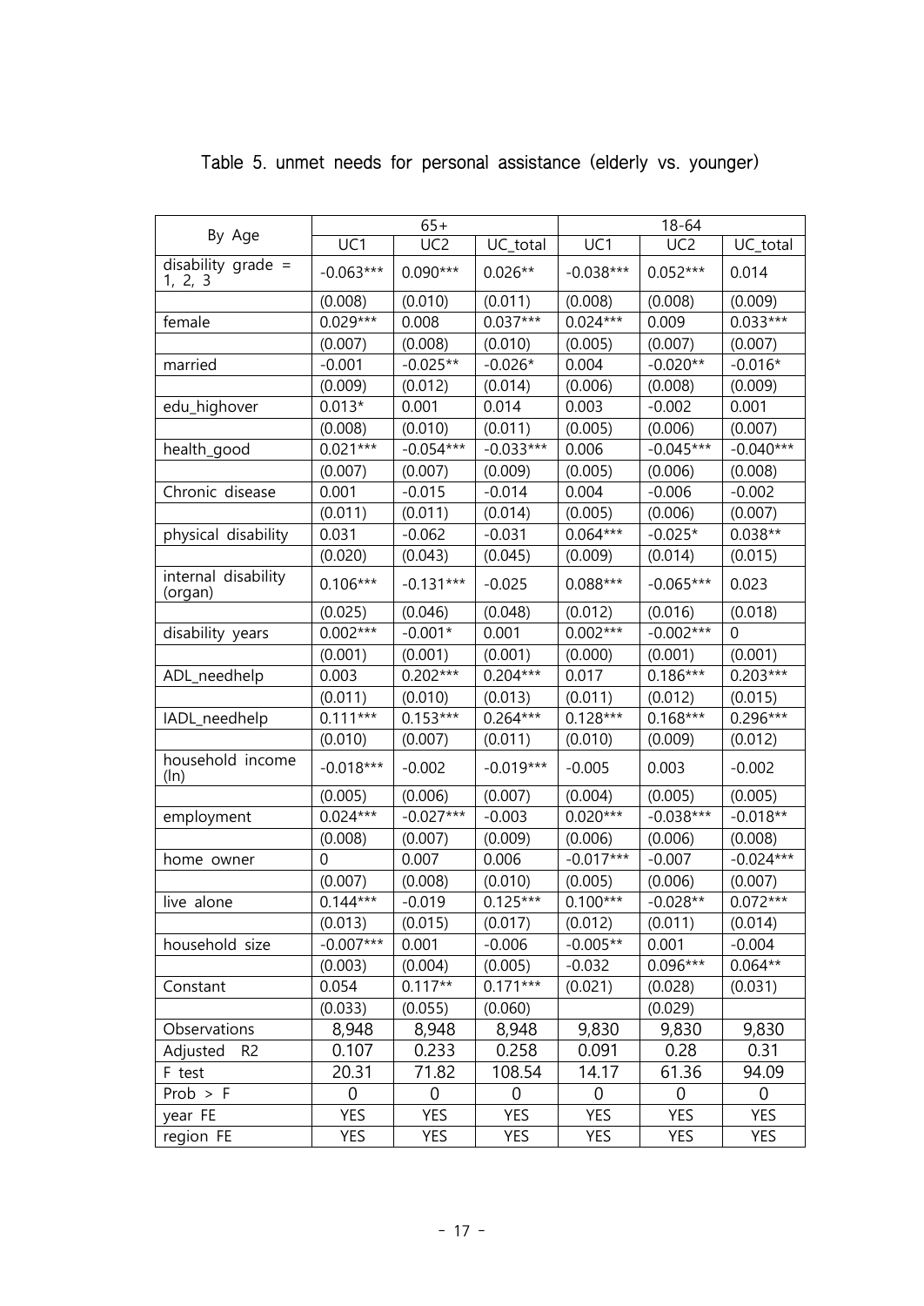Table 5. unmet needs for personal assistance (elderly vs. younger)

| By Age | 65+ | | | 18-64 | | |
|---|---|---|---|---|---|---|
| | UC1 | UC2 | UC_total | UC1 | UC2 | UC_total |
| disability grade = 1, 2, 3 | -0.063*** | 0.090*** | 0.026** | -0.038*** | 0.052*** | 0.014 |
| | (0.008) | (0.010) | (0.011) | (0.008) | (0.008) | (0.009) |
| female | 0.029*** | 0.008 | 0.037*** | 0.024*** | 0.009 | 0.033*** |
| | (0.007) | (0.008) | (0.010) | (0.005) | (0.007) | (0.007) |
| married | -0.001 | -0.025** | -0.026* | 0.004 | -0.020** | -0.016* |
| | (0.009) | (0.012) | (0.014) | (0.006) | (0.008) | (0.009) |
| edu_highover | 0.013* | 0.001 | 0.014 | 0.003 | -0.002 | 0.001 |
| | (0.008) | (0.010) | (0.011) | (0.005) | (0.006) | (0.007) |
| health_good | 0.021*** | -0.054*** | -0.033*** | 0.006 | -0.045*** | -0.040*** |
| | (0.007) | (0.007) | (0.009) | (0.005) | (0.006) | (0.008) |
| Chronic disease | 0.001 | -0.015 | -0.014 | 0.004 | -0.006 | -0.002 |
| | (0.011) | (0.011) | (0.014) | (0.005) | (0.006) | (0.007) |
| physical disability | 0.031 | -0.062 | -0.031 | 0.064*** | -0.025* | 0.038** |
| | (0.020) | (0.043) | (0.045) | (0.009) | (0.014) | (0.015) |
| internal disability (organ) | 0.106*** | -0.131*** | -0.025 | 0.088*** | -0.065*** | 0.023 |
| | (0.025) | (0.046) | (0.048) | (0.012) | (0.016) | (0.018) |
| disability years | 0.002*** | -0.001* | 0.001 | 0.002*** | -0.002*** | 0 |
| | (0.001) | (0.001) | (0.001) | (0.000) | (0.001) | (0.001) |
| ADL_needhelp | 0.003 | 0.202*** | 0.204*** | 0.017 | 0.186*** | 0.203*** |
| | (0.011) | (0.010) | (0.013) | (0.011) | (0.012) | (0.015) |
| IADL_needhelp | 0.111*** | 0.153*** | 0.264*** | 0.128*** | 0.168*** | 0.296*** |
| | (0.010) | (0.007) | (0.011) | (0.010) | (0.009) | (0.012) |
| household income (ln) | -0.018*** | -0.002 | -0.019*** | -0.005 | 0.003 | -0.002 |
| | (0.005) | (0.006) | (0.007) | (0.004) | (0.005) | (0.005) |
| employment | 0.024*** | -0.027*** | -0.003 | 0.020*** | -0.038*** | -0.018** |
| | (0.008) | (0.007) | (0.009) | (0.006) | (0.006) | (0.008) |
| home owner | 0 | 0.007 | 0.006 | -0.017*** | -0.007 | -0.024*** |
| | (0.007) | (0.008) | (0.010) | (0.005) | (0.006) | (0.007) |
| live alone | 0.144*** | -0.019 | 0.125*** | 0.100*** | -0.028** | 0.072*** |
| | (0.013) | (0.015) | (0.017) | (0.012) | (0.011) | (0.014) |
| household size | -0.007*** | 0.001 | -0.006 | -0.005** | 0.001 | -0.004 |
| | (0.003) | (0.004) | (0.005) | -0.032 | 0.096*** | 0.064** |
| Constant | 0.054 | 0.117** | 0.171*** | (0.021) | (0.028) | (0.031) |
| | (0.033) | (0.055) | (0.060) | | (0.029) | |
| Observations | 8,948 | 8,948 | 8,948 | 9,830 | 9,830 | 9,830 |
| Adjusted R2 | 0.107 | 0.233 | 0.258 | 0.091 | 0.28 | 0.31 |
| F test | 20.31 | 71.82 | 108.54 | 14.17 | 61.36 | 94.09 |
| Prob > F | 0 | 0 | 0 | 0 | 0 | 0 |
| year FE | YES | YES | YES | YES | YES | YES |
| region FE | YES | YES | YES | YES | YES | YES |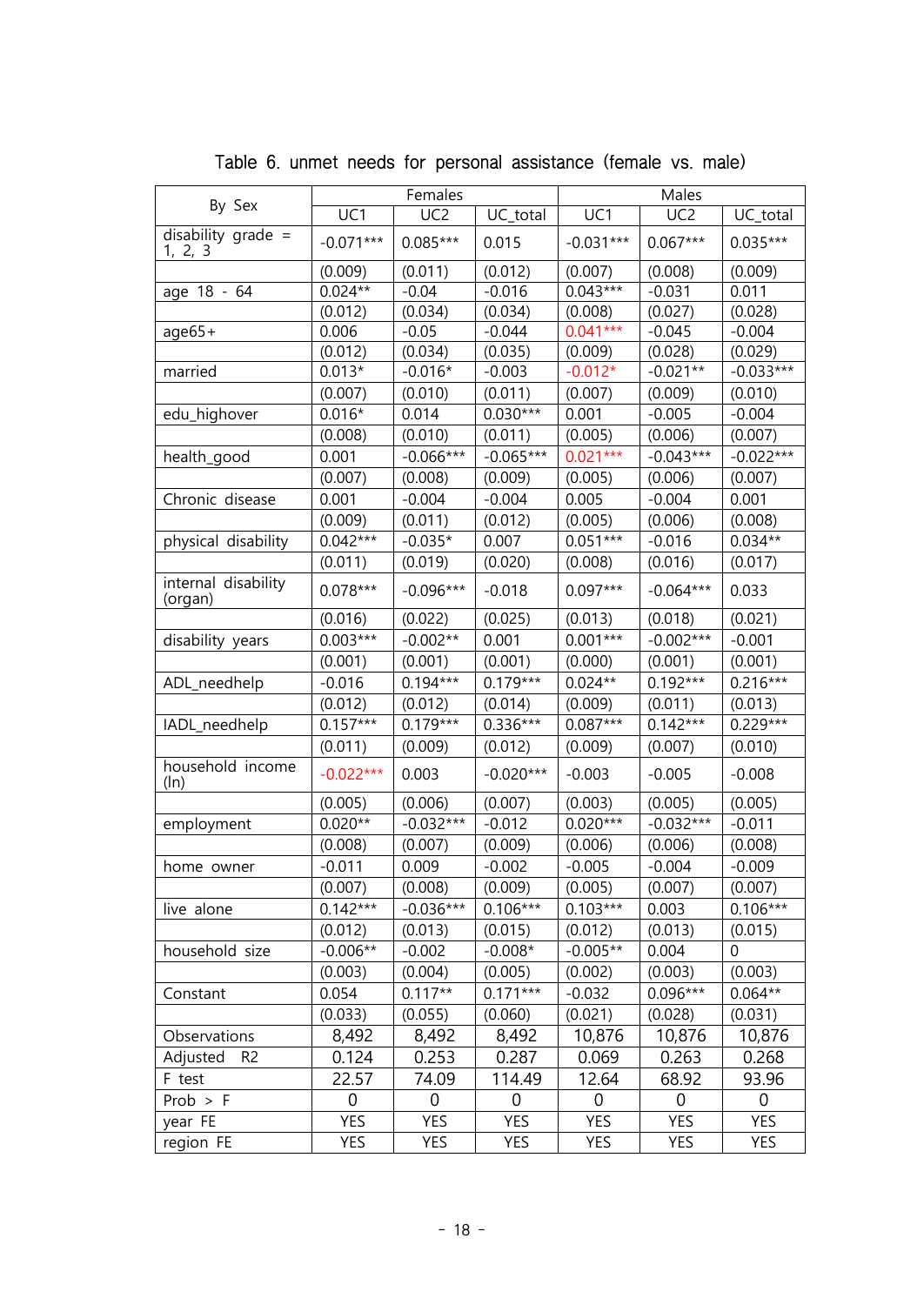Table 6. unmet needs for personal assistance (female vs. male)

| By Sex | Females | | | Males | | |
|---|---|---|---|---|---|---|
| | UC1 | UC2 | UC_total | UC1 | UC2 | UC_total |
| disability grade = 1, 2, 3 | -0.071*** | 0.085*** | 0.015 | -0.031*** | 0.067*** | 0.035*** |
| | (0.009) | (0.011) | (0.012) | (0.007) | (0.008) | (0.009) |
| age 18 - 64 | 0.024** | -0.04 | -0.016 | 0.043*** | -0.031 | 0.011 |
| | (0.012) | (0.034) | (0.034) | (0.008) | (0.027) | (0.028) |
| age65+ | 0.006 | -0.05 | -0.044 | 0.041*** | -0.045 | -0.004 |
| | (0.012) | (0.034) | (0.035) | (0.009) | (0.028) | (0.029) |
| married | 0.013* | -0.016* | -0.003 | -0.012* | -0.021** | -0.033*** |
| | (0.007) | (0.010) | (0.011) | (0.007) | (0.009) | (0.010) |
| edu_highover | 0.016* | 0.014 | 0.030*** | 0.001 | -0.005 | -0.004 |
| | (0.008) | (0.010) | (0.011) | (0.005) | (0.006) | (0.007) |
| health_good | 0.001 | -0.066*** | -0.065*** | 0.021*** | -0.043*** | -0.022*** |
| | (0.007) | (0.008) | (0.009) | (0.005) | (0.006) | (0.007) |
| Chronic disease | 0.001 | -0.004 | -0.004 | 0.005 | -0.004 | 0.001 |
| | (0.009) | (0.011) | (0.012) | (0.005) | (0.006) | (0.008) |
| physical disability | 0.042*** | -0.035* | 0.007 | 0.051*** | -0.016 | 0.034** |
| | (0.011) | (0.019) | (0.020) | (0.008) | (0.016) | (0.017) |
| internal disability (organ) | 0.078*** | -0.096*** | -0.018 | 0.097*** | -0.064*** | 0.033 |
| | (0.016) | (0.022) | (0.025) | (0.013) | (0.018) | (0.021) |
| disability years | 0.003*** | -0.002** | 0.001 | 0.001*** | -0.002*** | -0.001 |
| | (0.001) | (0.001) | (0.001) | (0.000) | (0.001) | (0.001) |
| ADL_needhelp | -0.016 | 0.194*** | 0.179*** | 0.024** | 0.192*** | 0.216*** |
| | (0.012) | (0.012) | (0.014) | (0.009) | (0.011) | (0.013) |
| IADL_needhelp | 0.157*** | 0.179*** | 0.336*** | 0.087*** | 0.142*** | 0.229*** |
| | (0.011) | (0.009) | (0.012) | (0.009) | (0.007) | (0.010) |
| household income (ln) | -0.022*** | 0.003 | -0.020*** | -0.003 | -0.005 | -0.008 |
| | (0.005) | (0.006) | (0.007) | (0.003) | (0.005) | (0.005) |
| employment | 0.020** | -0.032*** | -0.012 | 0.020*** | -0.032*** | -0.011 |
| | (0.008) | (0.007) | (0.009) | (0.006) | (0.006) | (0.008) |
| home owner | -0.011 | 0.009 | -0.002 | -0.005 | -0.004 | -0.009 |
| | (0.007) | (0.008) | (0.009) | (0.005) | (0.007) | (0.007) |
| live alone | 0.142*** | -0.036*** | 0.106*** | 0.103*** | 0.003 | 0.106*** |
| | (0.012) | (0.013) | (0.015) | (0.012) | (0.013) | (0.015) |
| household size | -0.006** | -0.002 | -0.008* | -0.005** | 0.004 | 0 |
| | (0.003) | (0.004) | (0.005) | (0.002) | (0.003) | (0.003) |
| Constant | 0.054 | 0.117** | 0.171*** | -0.032 | 0.096*** | 0.064** |
| | (0.033) | (0.055) | (0.060) | (0.021) | (0.028) | (0.031) |
| Observations | 8,492 | 8,492 | 8,492 | 10,876 | 10,876 | 10,876 |
| Adjusted R2 | 0.124 | 0.253 | 0.287 | 0.069 | 0.263 | 0.268 |
| F test | 22.57 | 74.09 | 114.49 | 12.64 | 68.92 | 93.96 |
| Prob > F | 0 | 0 | 0 | 0 | 0 | 0 |
| year FE | YES | YES | YES | YES | YES | YES |
| region FE | YES | YES | YES | YES | YES | YES |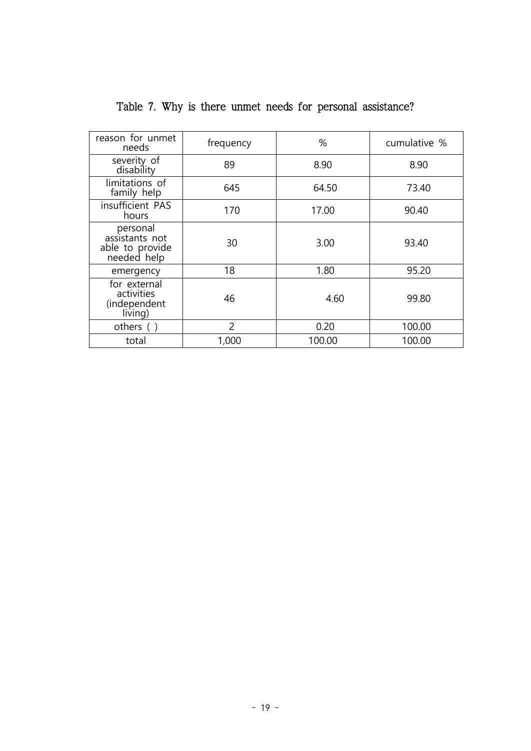Table 7. Why is there unmet needs for personal assistance?

| reason for unmet needs | frequency | % | cumulative % |
|---|---|---|---|
| severity of disability | 89 | 8.90 | 8.90 |
| limitations of family help | 645 | 64.50 | 73.40 |
| insufficient PAS hours | 170 | 17.00 | 90.40 |
| personal assistants not able to provide needed help | 30 | 3.00 | 93.40 |
| emergency | 18 | 1.80 | 95.20 |
| for external activities (independent living) | 46 | 4.60 | 99.80 |
| others ( ) | 2 | 0.20 | 100.00 |
| total | 1,000 | 100.00 | 100.00 |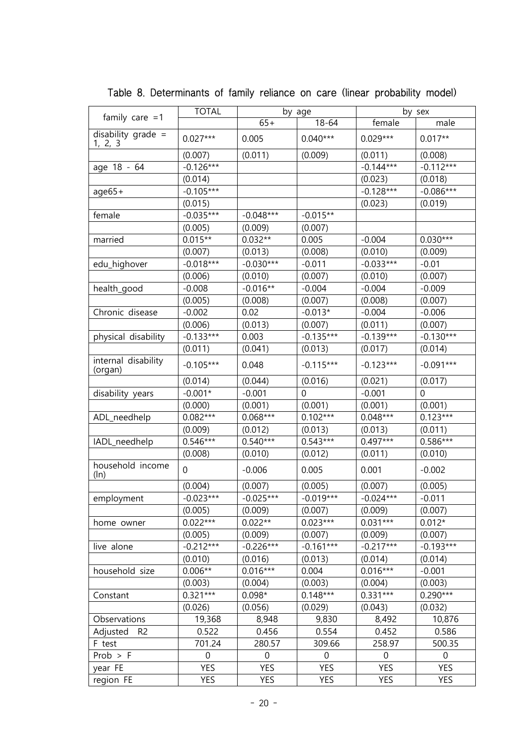Table 8. Determinants of family reliance on care (linear probability model)

| family care =1 | TOTAL | by age | | by sex | |
|---|---|---|---|---|---|
| | | 65+ | 18-64 | female | male |
| disability grade = 1, 2, 3 | 0.027*** | 0.005 | 0.040*** | 0.029*** | 0.017** |
| | (0.007) | (0.011) | (0.009) | (0.011) | (0.008) |
| age 18 - 64 | -0.126*** | | | -0.144*** | -0.112*** |
| | (0.014) | | | (0.023) | (0.018) |
| age65+ | -0.105*** | | | -0.128*** | -0.086*** |
| | (0.015) | | | (0.023) | (0.019) |
| female | -0.035*** | -0.048*** | -0.015** | | |
| | (0.005) | (0.009) | (0.007) | | |
| married | 0.015** | 0.032** | 0.005 | -0.004 | 0.030*** |
| | (0.007) | (0.013) | (0.008) | (0.010) | (0.009) |
| edu_highover | -0.018*** | -0.030*** | -0.011 | -0.033*** | -0.01 |
| | (0.006) | (0.010) | (0.007) | (0.010) | (0.007) |
| health_good | -0.008 | -0.016** | -0.004 | -0.004 | -0.009 |
| | (0.005) | (0.008) | (0.007) | (0.008) | (0.007) |
| Chronic disease | -0.002 | 0.02 | -0.013* | -0.004 | -0.006 |
| | (0.006) | (0.013) | (0.007) | (0.011) | (0.007) |
| physical disability | -0.133*** | 0.003 | -0.135*** | -0.139*** | -0.130*** |
| | (0.011) | (0.041) | (0.013) | (0.017) | (0.014) |
| internal disability (organ) | -0.105*** | 0.048 | -0.115*** | -0.123*** | -0.091*** |
| | (0.014) | (0.044) | (0.016) | (0.021) | (0.017) |
| disability years | -0.001* | -0.001 | 0 | -0.001 | 0 |
| | (0.000) | (0.001) | (0.001) | (0.001) | (0.001) |
| ADL_needhelp | 0.082*** | 0.068*** | 0.102*** | 0.048*** | 0.123*** |
| | (0.009) | (0.012) | (0.013) | (0.013) | (0.011) |
| IADL_needhelp | 0.546*** | 0.540*** | 0.543*** | 0.497*** | 0.586*** |
| | (0.008) | (0.010) | (0.012) | (0.011) | (0.010) |
| household income (ln) | 0 | -0.006 | 0.005 | 0.001 | -0.002 |
| | (0.004) | (0.007) | (0.005) | (0.007) | (0.005) |
| employment | -0.023*** | -0.025*** | -0.019*** | -0.024*** | -0.011 |
| | (0.005) | (0.009) | (0.007) | (0.009) | (0.007) |
| home owner | 0.022*** | 0.022** | 0.023*** | 0.031*** | 0.012* |
| | (0.005) | (0.009) | (0.007) | (0.009) | (0.007) |
| live alone | -0.212*** | -0.226*** | -0.161*** | -0.217*** | -0.193*** |
| | (0.010) | (0.016) | (0.013) | (0.014) | (0.014) |
| household size | 0.006** | 0.016*** | 0.004 | 0.016*** | -0.001 |
| | (0.003) | (0.004) | (0.003) | (0.004) | (0.003) |
| Constant | 0.321*** | 0.098* | 0.148*** | 0.331*** | 0.290*** |
| | (0.026) | (0.056) | (0.029) | (0.043) | (0.032) |
| Observations | 19,368 | 8,948 | 9,830 | 8,492 | 10,876 |
| Adjusted R2 | 0.522 | 0.456 | 0.554 | 0.452 | 0.586 |
| F test | 701.24 | 280.57 | 309.66 | 258.97 | 500.35 |
| Prob > F | 0 | 0 | 0 | 0 | 0 |
| year FE | YES | YES | YES | YES | YES |
| region FE | YES | YES | YES | YES | YES |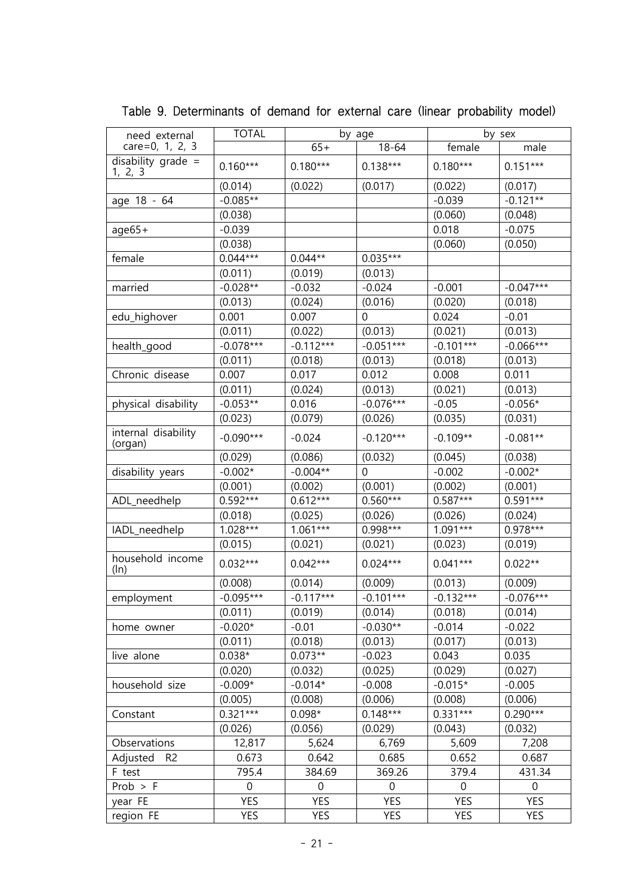Table 9. Determinants of demand for external care (linear probability model)

| need external care=0, 1, 2, 3 | TOTAL | by age | | by sex | |
|---|---|---|---|---|---|
| | | 65+ | 18-64 | female | male |
| disability grade = 1, 2, 3 | 0.160*** | 0.180*** | 0.138*** | 0.180*** | 0.151*** |
| | (0.014) | (0.022) | (0.017) | (0.022) | (0.017) |
| age 18 - 64 | -0.085** | | | -0.039 | -0.121** |
| | (0.038) | | | (0.060) | (0.048) |
| age65+ | -0.039 | | | 0.018 | -0.075 |
| | (0.038) | | | (0.060) | (0.050) |
| female | 0.044*** | 0.044** | 0.035*** | | |
| | (0.011) | (0.019) | (0.013) | | |
| married | -0.028** | -0.032 | -0.024 | -0.001 | -0.047*** |
| | (0.013) | (0.024) | (0.016) | (0.020) | (0.018) |
| edu_highover | 0.001 | 0.007 | 0 | 0.024 | -0.01 |
| | (0.011) | (0.022) | (0.013) | (0.021) | (0.013) |
| health_good | -0.078*** | -0.112*** | -0.051*** | -0.101*** | -0.066*** |
| | (0.011) | (0.018) | (0.013) | (0.018) | (0.013) |
| Chronic disease | 0.007 | 0.017 | 0.012 | 0.008 | 0.011 |
| | (0.011) | (0.024) | (0.013) | (0.021) | (0.013) |
| physical disability | -0.053** | 0.016 | -0.076*** | -0.05 | -0.056* |
| | (0.023) | (0.079) | (0.026) | (0.035) | (0.031) |
| internal disability (organ) | -0.090*** | -0.024 | -0.120*** | -0.109** | -0.081** |
| | (0.029) | (0.086) | (0.032) | (0.045) | (0.038) |
| disability years | -0.002* | -0.004** | 0 | -0.002 | -0.002* |
| | (0.001) | (0.002) | (0.001) | (0.002) | (0.001) |
| ADL_needhelp | 0.592*** | 0.612*** | 0.560*** | 0.587*** | 0.591*** |
| | (0.018) | (0.025) | (0.026) | (0.026) | (0.024) |
| IADL_needhelp | 1.028*** | 1.061*** | 0.998*** | 1.091*** | 0.978*** |
| | (0.015) | (0.021) | (0.021) | (0.023) | (0.019) |
| household income (ln) | 0.032*** | 0.042*** | 0.024*** | 0.041*** | 0.022** |
| | (0.008) | (0.014) | (0.009) | (0.013) | (0.009) |
| employment | -0.095*** | -0.117*** | -0.101*** | -0.132*** | -0.076*** |
| | (0.011) | (0.019) | (0.014) | (0.018) | (0.014) |
| home owner | -0.020* | -0.01 | -0.030** | -0.014 | -0.022 |
| | (0.011) | (0.018) | (0.013) | (0.017) | (0.013) |
| live alone | 0.038* | 0.073** | -0.023 | 0.043 | 0.035 |
| | (0.020) | (0.032) | (0.025) | (0.029) | (0.027) |
| household size | -0.009* | -0.014* | -0.008 | -0.015* | -0.005 |
| | (0.005) | (0.008) | (0.006) | (0.008) | (0.006) |
| Constant | 0.321*** | 0.098* | 0.148*** | 0.331*** | 0.290*** |
| | (0.026) | (0.056) | (0.029) | (0.043) | (0.032) |
| Observations | 12,817 | 5,624 | 6,769 | 5,609 | 7,208 |
| Adjusted R2 | 0.673 | 0.642 | 0.685 | 0.652 | 0.687 |
| F test | 795.4 | 384.69 | 369.26 | 379.4 | 431.34 |
| Prob > F | 0 | 0 | 0 | 0 | 0 |
| year FE | YES | YES | YES | YES | YES |
| region FE | YES | YES | YES | YES | YES |